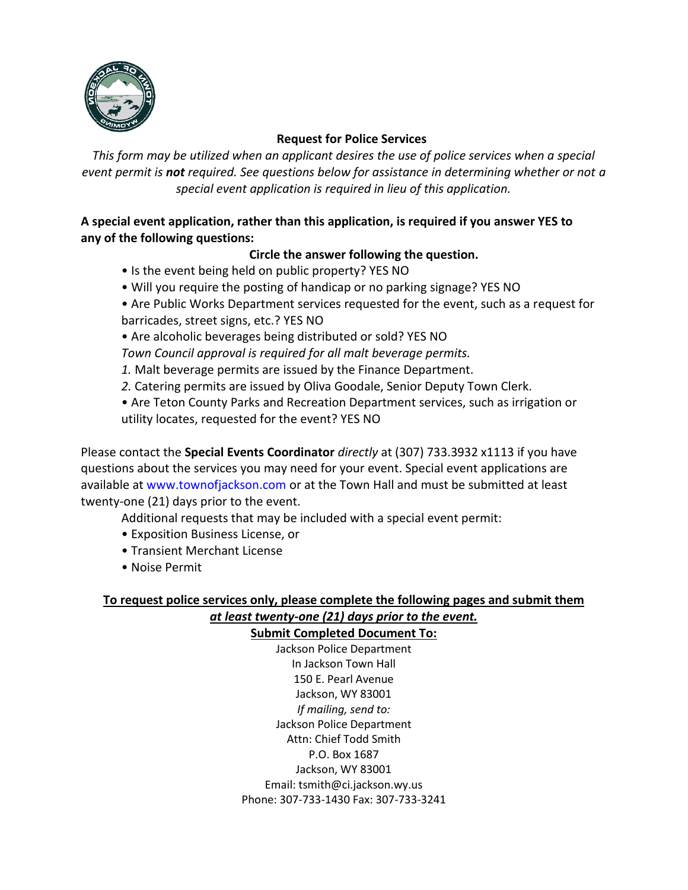## Request for Police Services

*This form may be utilized when an applicant desires the use of police services when a special event permit is **not** required. See questions below for assistance in determining whether or not a special event application is required in lieu of this application.*

**A special event application, rather than this application, is required if you answer YES to any of the following questions:**

**Circle the answer following the question.**

- Is the event being held on public property? YES NO
- Will you require the posting of handicap or no parking signage? YES NO
- Are Public Works Department services requested for the event, such as a request for barricades, street signs, etc.? YES NO
- Are alcoholic beverages being distributed or sold? YES NO

  *Town Council approval is required for all malt beverage permits.*

  *1.* Malt beverage permits are issued by the Finance Department.

  *2.* Catering permits are issued by Oliva Goodale, Senior Deputy Town Clerk.
- Are Teton County Parks and Recreation Department services, such as irrigation or utility locates, requested for the event? YES NO

Please contact the **Special Events Coordinator** *directly* at (307) 733.3932 x1113 if you have questions about the services you may need for your event. Special event applications are available at www.townofjackson.com or at the Town Hall and must be submitted at least twenty-one (21) days prior to the event.

Additional requests that may be included with a special event permit:

- Exposition Business License, or
- Transient Merchant License
- Noise Permit

**To request police services only, please complete the following pages and submit them *at least twenty-one (21) days prior to the event.***

**Submit Completed Document To:**

Jackson Police Department
In Jackson Town Hall
150 E. Pearl Avenue
Jackson, WY 83001

*If mailing, send to:*

Jackson Police Department
Attn: Chief Todd Smith
P.O. Box 1687
Jackson, WY 83001
Email: tsmith@ci.jackson.wy.us
Phone: 307-733-1430 Fax: 307-733-3241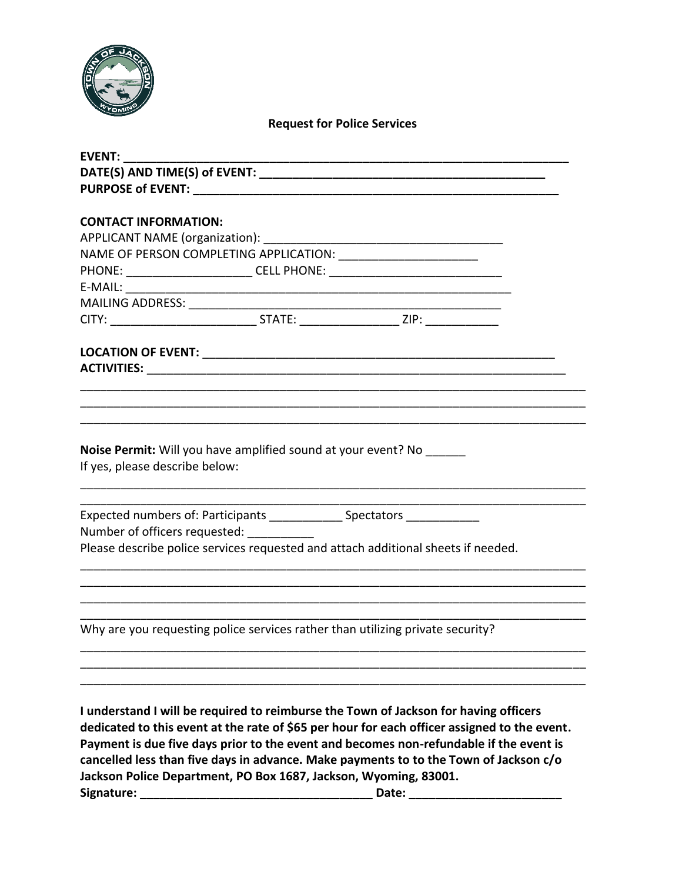**Request for Police Services**

**EVENT:** ___________________________________________________________________

**DATE(S) AND TIME(S) of EVENT:** _____________________________________________

**PURPOSE of EVENT:** ________________________________________________________

**CONTACT INFORMATION:**

APPLICANT NAME (organization): ____________________________________

NAME OF PERSON COMPLETING APPLICATION: ____________________

PHONE: ___________________ CELL PHONE: __________________________

E-MAIL: _____________________________________________________________

MAILING ADDRESS: __________________________________________________

CITY: ______________________ STATE: _______________ ZIP: ___________

**LOCATION OF EVENT:** ______________________________________________________

**ACTIVITIES:** __________________________________________________________________

_____________________________________________________________________________

_____________________________________________________________________________

_____________________________________________________________________________

**Noise Permit:** Will you have amplified sound at your event? No ______

If yes, please describe below:

_____________________________________________________________________________

_____________________________________________________________________________

Expected numbers of: Participants ___________ Spectators ___________

Number of officers requested: __________

Please describe police services requested and attach additional sheets if needed.

_____________________________________________________________________________

_____________________________________________________________________________

_____________________________________________________________________________

_____________________________________________________________________________

Why are you requesting police services rather than utilizing private security?

_____________________________________________________________________________

_____________________________________________________________________________

_____________________________________________________________________________

**I understand I will be required to reimburse the Town of Jackson for having officers dedicated to this event at the rate of $65 per hour for each officer assigned to the event. Payment is due five days prior to the event and becomes non-refundable if the event is cancelled less than five days in advance. Make payments to to the Town of Jackson c/o Jackson Police Department, PO Box 1687, Jackson, Wyoming, 83001.**

**Signature:** ___________________________________ **Date:** _______________________